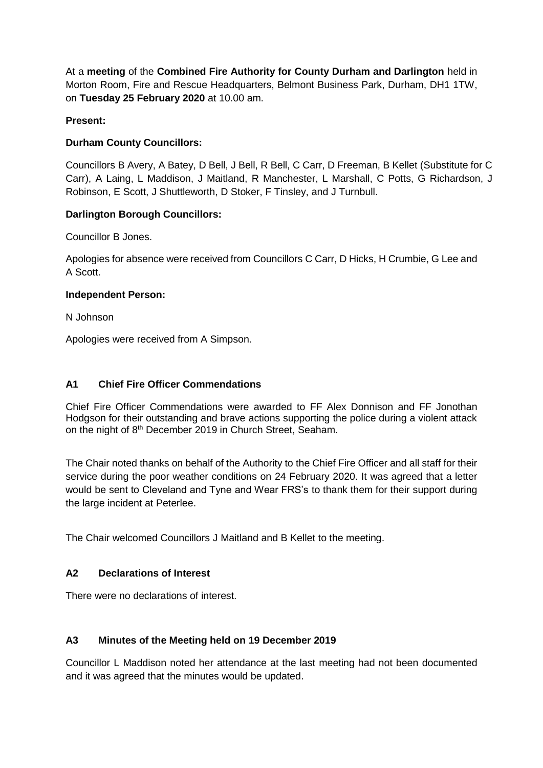At a **meeting** of the **Combined Fire Authority for County Durham and Darlington** held in Morton Room, Fire and Rescue Headquarters, Belmont Business Park, Durham, DH1 1TW, on **Tuesday 25 February 2020** at 10.00 am.

**Present:**

**Durham County Councillors:**

Councillors B Avery, A Batey, D Bell, J Bell, R Bell, C Carr, D Freeman, B Kellet (Substitute for C Carr), A Laing, L Maddison, J Maitland, R Manchester, L Marshall, C Potts, G Richardson, J Robinson, E Scott, J Shuttleworth, D Stoker, F Tinsley, and J Turnbull.

**Darlington Borough Councillors:**

Councillor B Jones.

Apologies for absence were received from Councillors C Carr, D Hicks, H Crumbie, G Lee and A Scott.

**Independent Person:**

N Johnson

Apologies were received from A Simpson.

## A1 Chief Fire Officer Commendations

Chief Fire Officer Commendations were awarded to FF Alex Donnison and FF Jonothan Hodgson for their outstanding and brave actions supporting the police during a violent attack on the night of 8th December 2019 in Church Street, Seaham.

The Chair noted thanks on behalf of the Authority to the Chief Fire Officer and all staff for their service during the poor weather conditions on 24 February 2020. It was agreed that a letter would be sent to Cleveland and Tyne and Wear FRS's to thank them for their support during the large incident at Peterlee.

The Chair welcomed Councillors J Maitland and B Kellet to the meeting.

## A2 Declarations of Interest

There were no declarations of interest.

## A3 Minutes of the Meeting held on 19 December 2019

Councillor L Maddison noted her attendance at the last meeting had not been documented and it was agreed that the minutes would be updated.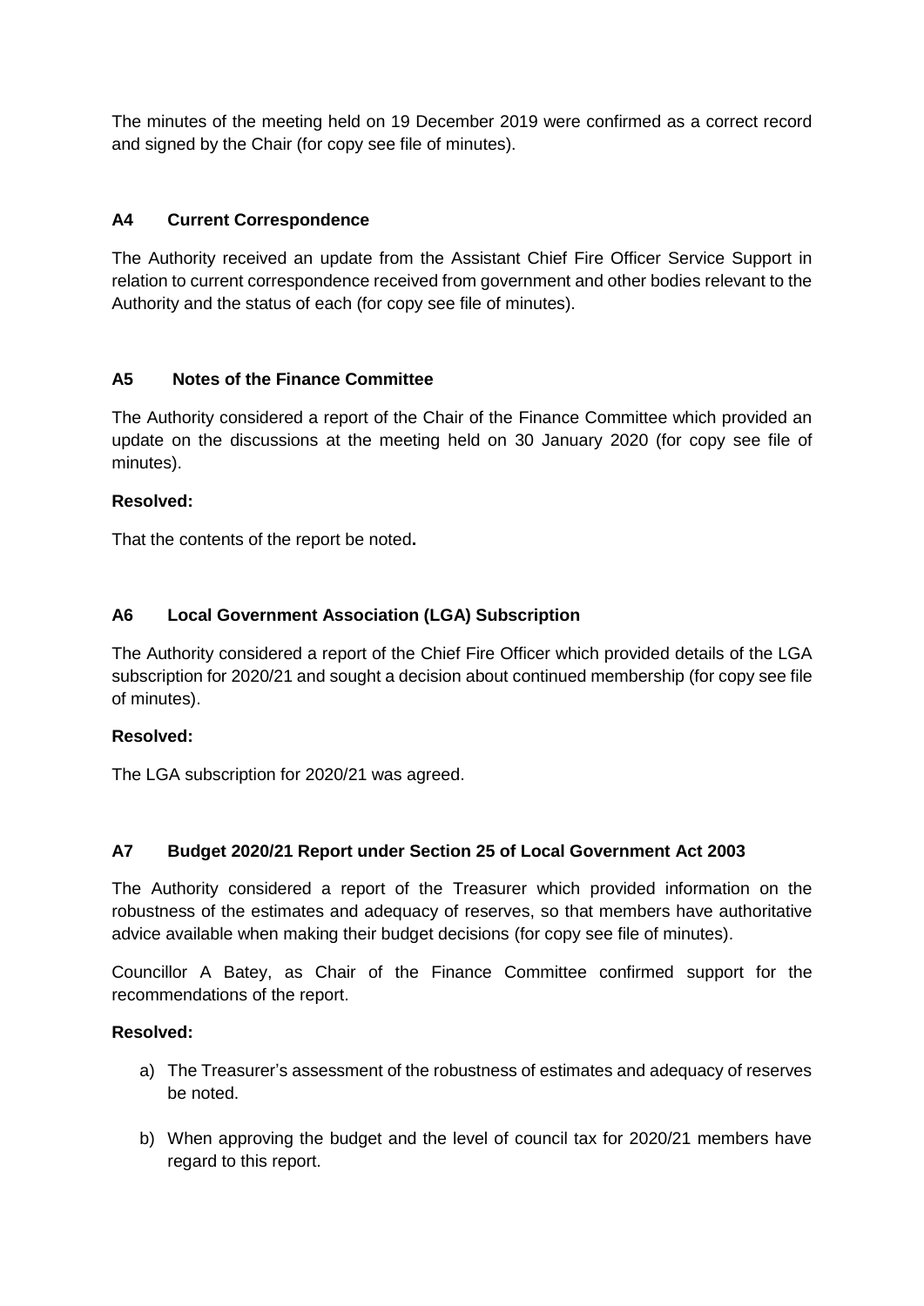The minutes of the meeting held on 19 December 2019 were confirmed as a correct record and signed by the Chair (for copy see file of minutes).

### A4 Current Correspondence

The Authority received an update from the Assistant Chief Fire Officer Service Support in relation to current correspondence received from government and other bodies relevant to the Authority and the status of each (for copy see file of minutes).

### A5 Notes of the Finance Committee

The Authority considered a report of the Chair of the Finance Committee which provided an update on the discussions at the meeting held on 30 January 2020 (for copy see file of minutes).

**Resolved:**

That the contents of the report be noted**.**

### A6 Local Government Association (LGA) Subscription

The Authority considered a report of the Chief Fire Officer which provided details of the LGA subscription for 2020/21 and sought a decision about continued membership (for copy see file of minutes).

**Resolved:**

The LGA subscription for 2020/21 was agreed.

### A7 Budget 2020/21 Report under Section 25 of Local Government Act 2003

The Authority considered a report of the Treasurer which provided information on the robustness of the estimates and adequacy of reserves, so that members have authoritative advice available when making their budget decisions (for copy see file of minutes).

Councillor A Batey, as Chair of the Finance Committee confirmed support for the recommendations of the report.

**Resolved:**

a) The Treasurer's assessment of the robustness of estimates and adequacy of reserves be noted.

b) When approving the budget and the level of council tax for 2020/21 members have regard to this report.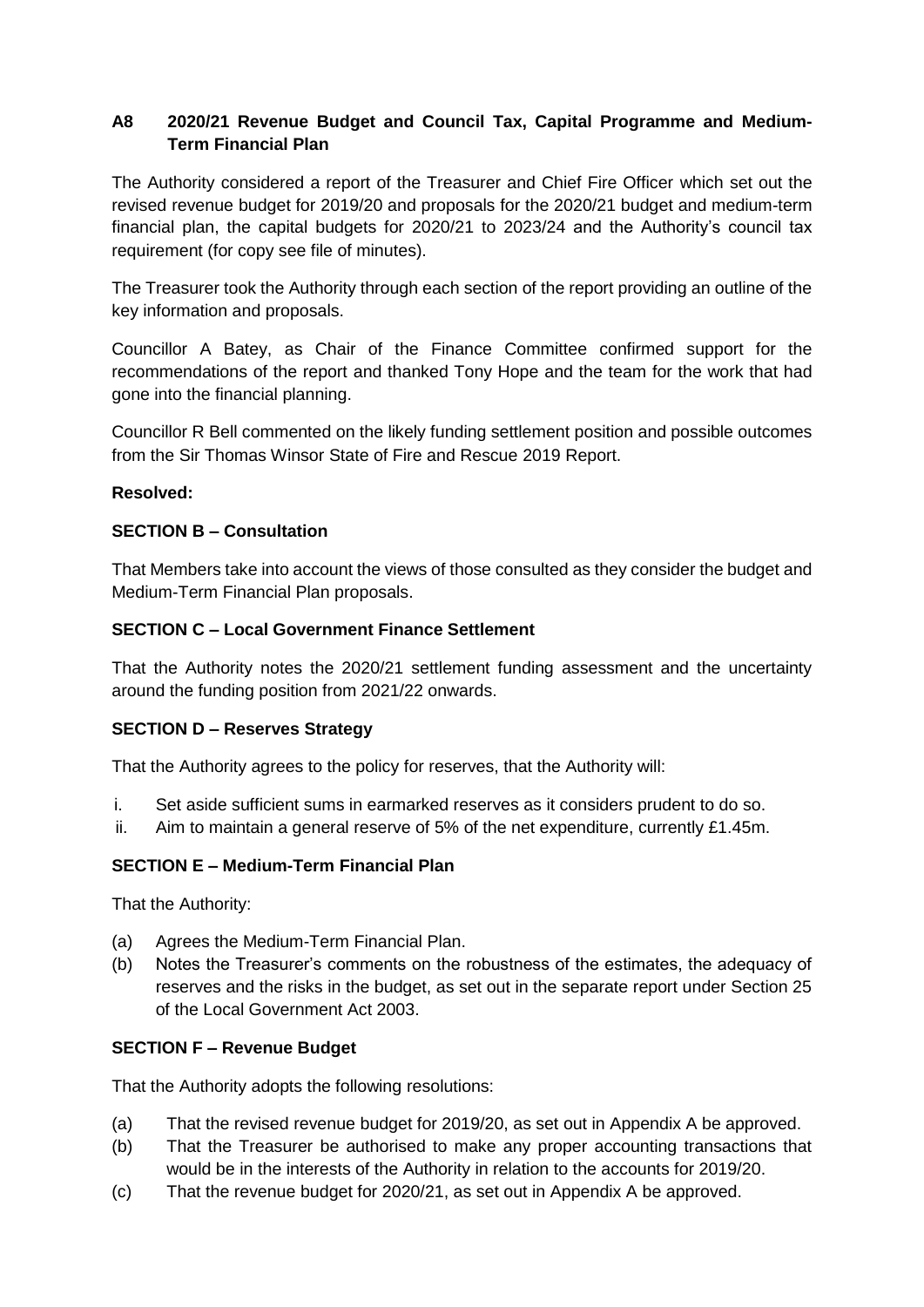## A8 2020/21 Revenue Budget and Council Tax, Capital Programme and Medium-Term Financial Plan

The Authority considered a report of the Treasurer and Chief Fire Officer which set out the revised revenue budget for 2019/20 and proposals for the 2020/21 budget and medium-term financial plan, the capital budgets for 2020/21 to 2023/24 and the Authority's council tax requirement (for copy see file of minutes).

The Treasurer took the Authority through each section of the report providing an outline of the key information and proposals.

Councillor A Batey, as Chair of the Finance Committee confirmed support for the recommendations of the report and thanked Tony Hope and the team for the work that had gone into the financial planning.

Councillor R Bell commented on the likely funding settlement position and possible outcomes from the Sir Thomas Winsor State of Fire and Rescue 2019 Report.

**Resolved:**

**SECTION B – Consultation**

That Members take into account the views of those consulted as they consider the budget and Medium-Term Financial Plan proposals.

**SECTION C – Local Government Finance Settlement**

That the Authority notes the 2020/21 settlement funding assessment and the uncertainty around the funding position from 2021/22 onwards.

**SECTION D – Reserves Strategy**

That the Authority agrees to the policy for reserves, that the Authority will:

i. Set aside sufficient sums in earmarked reserves as it considers prudent to do so.
ii. Aim to maintain a general reserve of 5% of the net expenditure, currently £1.45m.

**SECTION E – Medium-Term Financial Plan**

That the Authority:

(a) Agrees the Medium-Term Financial Plan.
(b) Notes the Treasurer's comments on the robustness of the estimates, the adequacy of reserves and the risks in the budget, as set out in the separate report under Section 25 of the Local Government Act 2003.

**SECTION F – Revenue Budget**

That the Authority adopts the following resolutions:

(a) That the revised revenue budget for 2019/20, as set out in Appendix A be approved.
(b) That the Treasurer be authorised to make any proper accounting transactions that would be in the interests of the Authority in relation to the accounts for 2019/20.
(c) That the revenue budget for 2020/21, as set out in Appendix A be approved.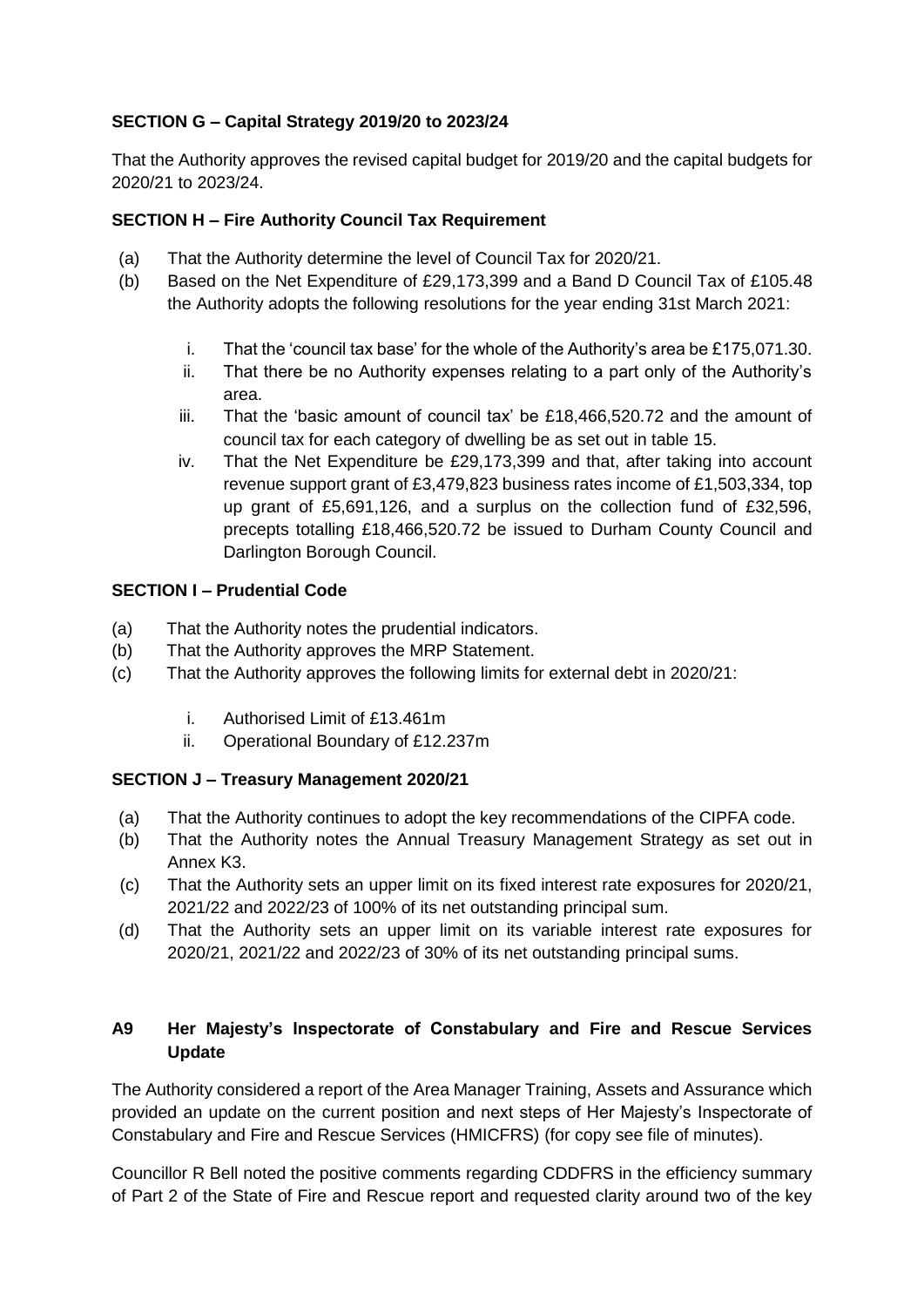**SECTION G – Capital Strategy 2019/20 to 2023/24**

That the Authority approves the revised capital budget for 2019/20 and the capital budgets for 2020/21 to 2023/24.

**SECTION H – Fire Authority Council Tax Requirement**

(a) That the Authority determine the level of Council Tax for 2020/21.

(b) Based on the Net Expenditure of £29,173,399 and a Band D Council Tax of £105.48 the Authority adopts the following resolutions for the year ending 31st March 2021:

   i. That the 'council tax base' for the whole of the Authority's area be £175,071.30.
   
   ii. That there be no Authority expenses relating to a part only of the Authority's area.
   
   iii. That the 'basic amount of council tax' be £18,466,520.72 and the amount of council tax for each category of dwelling be as set out in table 15.
   
   iv. That the Net Expenditure be £29,173,399 and that, after taking into account revenue support grant of £3,479,823 business rates income of £1,503,334, top up grant of £5,691,126, and a surplus on the collection fund of £32,596, precepts totalling £18,466,520.72 be issued to Durham County Council and Darlington Borough Council.

**SECTION I – Prudential Code**

(a) That the Authority notes the prudential indicators.

(b) That the Authority approves the MRP Statement.

(c) That the Authority approves the following limits for external debt in 2020/21:

   i. Authorised Limit of £13.461m
   
   ii. Operational Boundary of £12.237m

**SECTION J – Treasury Management 2020/21**

(a) That the Authority continues to adopt the key recommendations of the CIPFA code.

(b) That the Authority notes the Annual Treasury Management Strategy as set out in Annex K3.

(c) That the Authority sets an upper limit on its fixed interest rate exposures for 2020/21, 2021/22 and 2022/23 of 100% of its net outstanding principal sum.

(d) That the Authority sets an upper limit on its variable interest rate exposures for 2020/21, 2021/22 and 2022/23 of 30% of its net outstanding principal sums.

## A9 Her Majesty's Inspectorate of Constabulary and Fire and Rescue Services Update

The Authority considered a report of the Area Manager Training, Assets and Assurance which provided an update on the current position and next steps of Her Majesty's Inspectorate of Constabulary and Fire and Rescue Services (HMICFRS) (for copy see file of minutes).

Councillor R Bell noted the positive comments regarding CDDFRS in the efficiency summary of Part 2 of the State of Fire and Rescue report and requested clarity around two of the key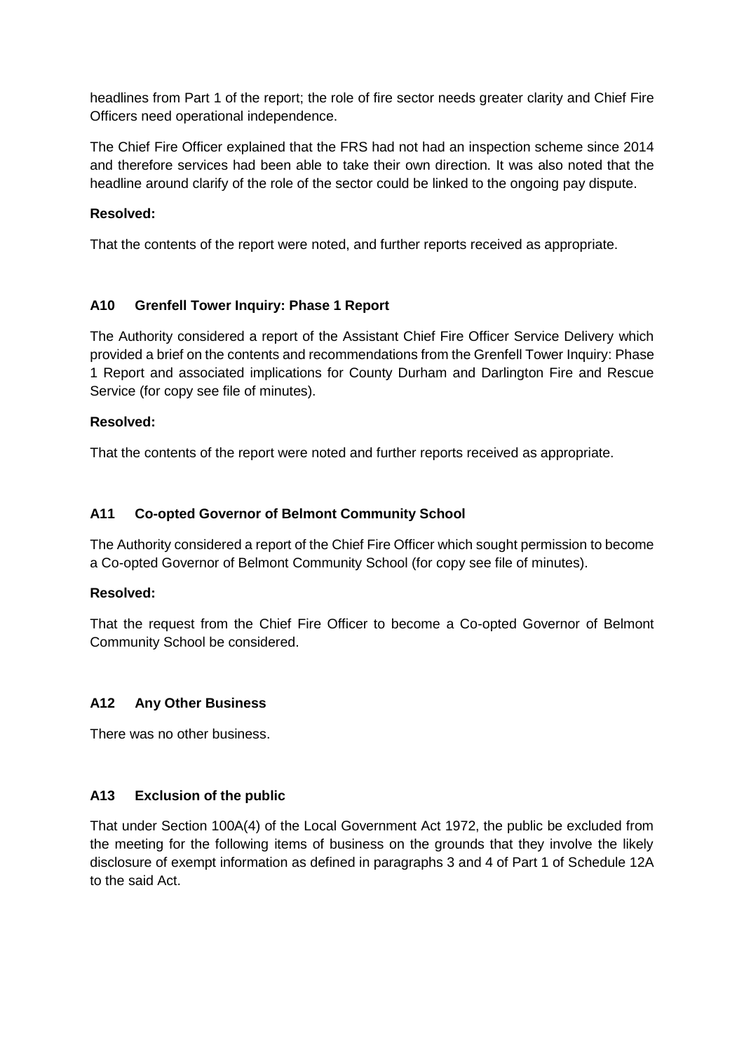headlines from Part 1 of the report; the role of fire sector needs greater clarity and Chief Fire Officers need operational independence.

The Chief Fire Officer explained that the FRS had not had an inspection scheme since 2014 and therefore services had been able to take their own direction. It was also noted that the headline around clarify of the role of the sector could be linked to the ongoing pay dispute.

**Resolved:**

That the contents of the report were noted, and further reports received as appropriate.

### A10 Grenfell Tower Inquiry: Phase 1 Report

The Authority considered a report of the Assistant Chief Fire Officer Service Delivery which provided a brief on the contents and recommendations from the Grenfell Tower Inquiry: Phase 1 Report and associated implications for County Durham and Darlington Fire and Rescue Service (for copy see file of minutes).

**Resolved:**

That the contents of the report were noted and further reports received as appropriate.

### A11 Co-opted Governor of Belmont Community School

The Authority considered a report of the Chief Fire Officer which sought permission to become a Co-opted Governor of Belmont Community School (for copy see file of minutes).

**Resolved:**

That the request from the Chief Fire Officer to become a Co-opted Governor of Belmont Community School be considered.

### A12 Any Other Business

There was no other business.

### A13 Exclusion of the public

That under Section 100A(4) of the Local Government Act 1972, the public be excluded from the meeting for the following items of business on the grounds that they involve the likely disclosure of exempt information as defined in paragraphs 3 and 4 of Part 1 of Schedule 12A to the said Act.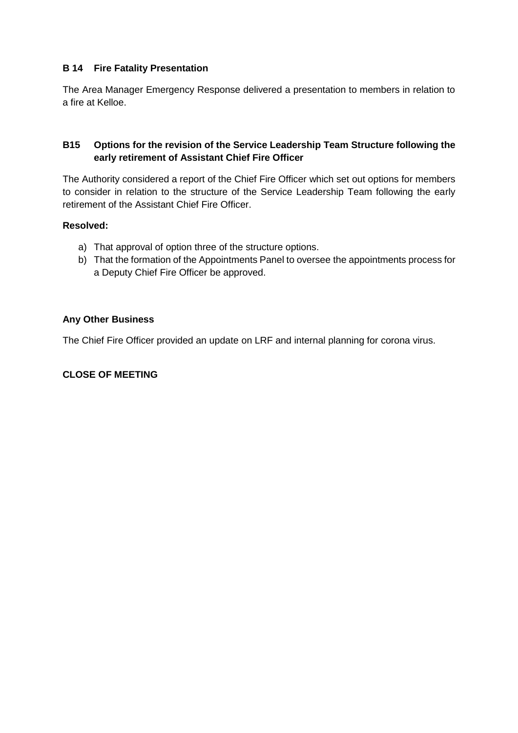**B 14 Fire Fatality Presentation**

The Area Manager Emergency Response delivered a presentation to members in relation to a fire at Kelloe.

**B15 Options for the revision of the Service Leadership Team Structure following the early retirement of Assistant Chief Fire Officer**

The Authority considered a report of the Chief Fire Officer which set out options for members to consider in relation to the structure of the Service Leadership Team following the early retirement of the Assistant Chief Fire Officer.

**Resolved:**

a) That approval of option three of the structure options.
b) That the formation of the Appointments Panel to oversee the appointments process for a Deputy Chief Fire Officer be approved.

**Any Other Business**

The Chief Fire Officer provided an update on LRF and internal planning for corona virus.

**CLOSE OF MEETING**